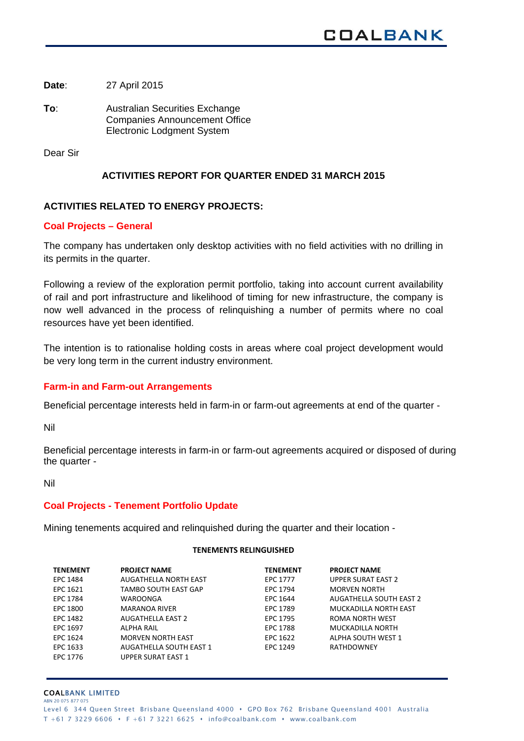**Date**: 27 April 2015

**To**: Australian Securities Exchange
Companies Announcement Office
Electronic Lodgment System

Dear Sir

## ACTIVITIES REPORT FOR QUARTER ENDED 31 MARCH 2015

### ACTIVITIES RELATED TO ENERGY PROJECTS:

### Coal Projects – General

The company has undertaken only desktop activities with no field activities with no drilling in its permits in the quarter.

Following a review of the exploration permit portfolio, taking into account current availability of rail and port infrastructure and likelihood of timing for new infrastructure, the company is now well advanced in the process of relinquishing a number of permits where no coal resources have yet been identified.

The intention is to rationalise holding costs in areas where coal project development would be very long term in the current industry environment.

### Farm-in and Farm-out Arrangements

Beneficial percentage interests held in farm-in or farm-out agreements at end of the quarter -

Nil

Beneficial percentage interests in farm-in or farm-out agreements acquired or disposed of during the quarter -

Nil

### Coal Projects - Tenement Portfolio Update

Mining tenements acquired and relinquished during the quarter and their location -

**TENEMENTS RELINGUISHED**

| TENEMENT | PROJECT NAME | TENEMENT | PROJECT NAME |
|---|---|---|---|
| EPC 1484 | AUGATHELLA NORTH EAST | EPC 1777 | UPPER SURAT EAST 2 |
| EPC 1621 | TAMBO SOUTH EAST GAP | EPC 1794 | MORVEN NORTH |
| EPC 1784 | WAROONGA | EPC 1644 | AUGATHELLA SOUTH EAST 2 |
| EPC 1800 | MARANOA RIVER | EPC 1789 | MUCKADILLA NORTH EAST |
| EPC 1482 | AUGATHELLA EAST 2 | EPC 1795 | ROMA NORTH WEST |
| EPC 1697 | ALPHA RAIL | EPC 1788 | MUCKADILLA NORTH |
| EPC 1624 | MORVEN NORTH EAST | EPC 1622 | ALPHA SOUTH WEST 1 |
| EPC 1633 | AUGATHELLA SOUTH EAST 1 | EPC 1249 | RATHDOWNEY |
| EPC 1776 | UPPER SURAT EAST 1 | | |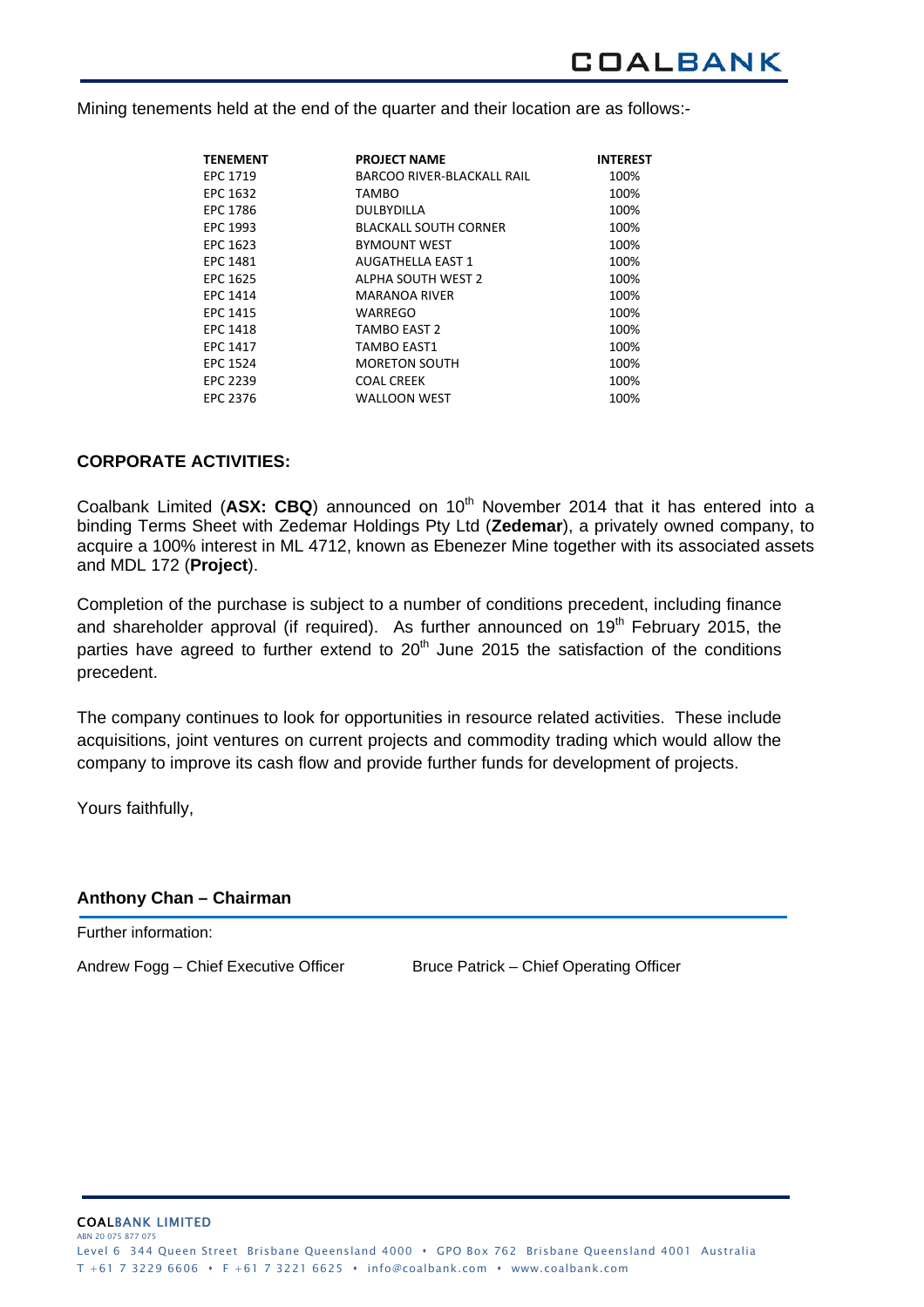Mining tenements held at the end of the quarter and their location are as follows:-

| TENEMENT | PROJECT NAME | INTEREST |
|---|---|---|
| EPC 1719 | BARCOO RIVER-BLACKALL RAIL | 100% |
| EPC 1632 | TAMBO | 100% |
| EPC 1786 | DULBYDILLA | 100% |
| EPC 1993 | BLACKALL SOUTH CORNER | 100% |
| EPC 1623 | BYMOUNT WEST | 100% |
| EPC 1481 | AUGATHELLA EAST 1 | 100% |
| EPC 1625 | ALPHA SOUTH WEST 2 | 100% |
| EPC 1414 | MARANOA RIVER | 100% |
| EPC 1415 | WARREGO | 100% |
| EPC 1418 | TAMBO EAST 2 | 100% |
| EPC 1417 | TAMBO EAST1 | 100% |
| EPC 1524 | MORETON SOUTH | 100% |
| EPC 2239 | COAL CREEK | 100% |
| EPC 2376 | WALLOON WEST | 100% |

## CORPORATE ACTIVITIES:

Coalbank Limited (**ASX: CBQ**) announced on 10th November 2014 that it has entered into a binding Terms Sheet with Zedemar Holdings Pty Ltd (**Zedemar**), a privately owned company, to acquire a 100% interest in ML 4712, known as Ebenezer Mine together with its associated assets and MDL 172 (**Project**).

Completion of the purchase is subject to a number of conditions precedent, including finance and shareholder approval (if required). As further announced on 19th February 2015, the parties have agreed to further extend to 20th June 2015 the satisfaction of the conditions precedent.

The company continues to look for opportunities in resource related activities. These include acquisitions, joint ventures on current projects and commodity trading which would allow the company to improve its cash flow and provide further funds for development of projects.

Yours faithfully,

**Anthony Chan – Chairman**

Further information:

Andrew Fogg – Chief Executive Officer  Bruce Patrick – Chief Operating Officer